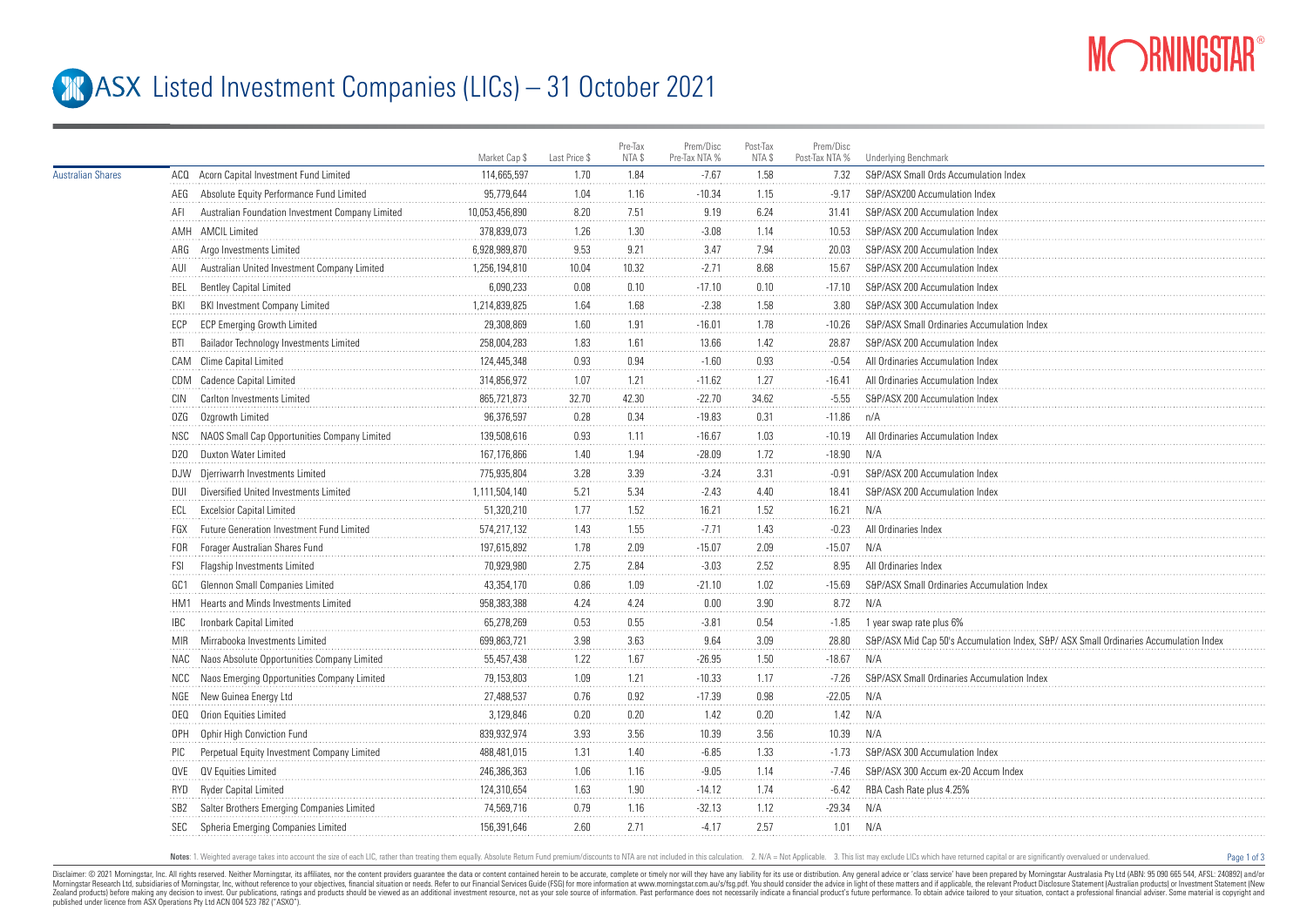# ASX Listed Investment Companies (LICs) – 31 October 2021

| | | | Market Cap $ | Last Price $ | Pre-Tax NTA $ | Prem/Disc Pre-Tax NTA % | Post-Tax NTA $ | Prem/Disc Post-Tax NTA % | Underlying Benchmark |
|---|---|---|---|---|---|---|---|---|---|
| Australian Shares | ACQ | Acorn Capital Investment Fund Limited | 114,665,597 | 1.70 | 1.84 | -7.67 | 1.58 | 7.32 | S&P/ASX Small Ords Accumulation Index |
| | AEG | Absolute Equity Performance Fund Limited | 95,779,644 | 1.04 | 1.16 | -10.34 | 1.15 | -9.17 | S&P/ASX200 Accumulation Index |
| | AFI | Australian Foundation Investment Company Limited | 10,053,456,890 | 8.20 | 7.51 | 9.19 | 6.24 | 31.41 | S&P/ASX 200 Accumulation Index |
| | AMH | AMCIL Limited | 378,839,073 | 1.26 | 1.30 | -3.08 | 1.14 | 10.53 | S&P/ASX 200 Accumulation Index |
| | ARG | Argo Investments Limited | 6,928,989,870 | 9.53 | 9.21 | 3.47 | 7.94 | 20.03 | S&P/ASX 200 Accumulation Index |
| | AUI | Australian United Investment Company Limited | 1,256,194,810 | 10.04 | 10.32 | -2.71 | 8.68 | 15.67 | S&P/ASX 200 Accumulation Index |
| | BEL | Bentley Capital Limited | 6,090,233 | 0.08 | 0.10 | -17.10 | 0.10 | -17.10 | S&P/ASX 200 Accumulation Index |
| | BKI | BKI Investment Company Limited | 1,214,839,825 | 1.64 | 1.68 | -2.38 | 1.58 | 3.80 | S&P/ASX 300 Accumulation Index |
| | ECP | ECP Emerging Growth Limited | 29,308,869 | 1.60 | 1.91 | -16.01 | 1.78 | -10.26 | S&P/ASX Small Ordinaries Accumulation Index |
| | BTI | Bailador Technology Investments Limited | 258,004,283 | 1.83 | 1.61 | 13.66 | 1.42 | 28.87 | S&P/ASX 200 Accumulation Index |
| | CAM | Clime Capital Limited | 124,445,348 | 0.93 | 0.94 | -1.60 | 0.93 | -0.54 | All Ordinaries Accumulation Index |
| | CDM | Cadence Capital Limited | 314,856,972 | 1.07 | 1.21 | -11.62 | 1.27 | -16.41 | All Ordinaries Accumulation Index |
| | CIN | Carlton Investments Limited | 865,721,873 | 32.70 | 42.30 | -22.70 | 34.62 | -5.55 | S&P/ASX 200 Accumulation Index |
| | OZG | Ozgrowth Limited | 96,376,597 | 0.28 | 0.34 | -19.83 | 0.31 | -11.86 | n/A |
| | NSC | NAOS Small Cap Opportunities Company Limited | 139,508,616 | 0.93 | 1.11 | -16.67 | 1.03 | -10.19 | All Ordinaries Accumulation Index |
| | D2O | Duxton Water Limited | 167,176,866 | 1.40 | 1.94 | -28.09 | 1.72 | -18.90 | N/A |
| | DJW | Djerriwarrh Investments Limited | 775,935,804 | 3.28 | 3.39 | -3.24 | 3.31 | -0.91 | S&P/ASX 200 Accumulation Index |
| | DUI | Diversified United Investments Limited | 1,111,504,140 | 5.21 | 5.34 | -2.43 | 4.40 | 18.41 | S&P/ASX 200 Accumulation Index |
| | ECL | Excelsior Capital Limited | 51,320,210 | 1.77 | 1.52 | 16.21 | 1.52 | 16.21 | N/A |
| | FGX | Future Generation Investment Fund Limited | 574,217,132 | 1.43 | 1.55 | -7.71 | 1.43 | -0.23 | All Ordinaries Index |
| | FOR | Forager Australian Shares Fund | 197,615,892 | 1.78 | 2.09 | -15.07 | 2.09 | -15.07 | N/A |
| | FSI | Flagship Investments Limited | 70,929,980 | 2.75 | 2.84 | -3.03 | 2.52 | 8.95 | All Ordinaries Index |
| | GC1 | Glennon Small Companies Limited | 43,354,170 | 0.86 | 1.09 | -21.10 | 1.02 | -15.69 | S&P/ASX Small Ordinaries Accumulation Index |
| | HM1 | Hearts and Minds Investments Limited | 958,383,388 | 4.24 | 4.24 | 0.00 | 3.90 | 8.72 | N/A |
| | IBC | Ironbark Capital Limited | 65,278,269 | 0.53 | 0.55 | -3.81 | 0.54 | -1.85 | 1 year swap rate plus 6% |
| | MIR | Mirrabooka Investments Limited | 699,863,721 | 3.98 | 3.63 | 9.64 | 3.09 | 28.80 | S&P/ASX Mid Cap 50's Accumulation Index, S&P/ ASX Small Ordinaries Accumulation Index |
| | NAC | Naos Absolute Opportunities Company Limited | 55,457,438 | 1.22 | 1.67 | -26.95 | 1.50 | -18.67 | N/A |
| | NCC | Naos Emerging Opportunities Company Limited | 79,153,803 | 1.09 | 1.21 | -10.33 | 1.17 | -7.26 | S&P/ASX Small Ordinaries Accumulation Index |
| | NGE | New Guinea Energy Ltd | 27,488,537 | 0.76 | 0.92 | -17.39 | 0.98 | -22.05 | N/A |
| | OEQ | Orion Equities Limited | 3,129,846 | 0.20 | 0.20 | 1.42 | 0.20 | 1.42 | N/A |
| | OPH | Ophir High Conviction Fund | 839,932,974 | 3.93 | 3.56 | 10.39 | 3.56 | 10.39 | N/A |
| | PIC | Perpetual Equity Investment Company Limited | 488,481,015 | 1.31 | 1.40 | -6.85 | 1.33 | -1.73 | S&P/ASX 300 Accumulation Index |
| | QVE | QV Equities Limited | 246,386,363 | 1.06 | 1.16 | -9.05 | 1.14 | -7.46 | S&P/ASX 300 Accum ex-20 Accum Index |
| | RYD | Ryder Capital Limited | 124,310,654 | 1.63 | 1.90 | -14.12 | 1.74 | -6.42 | RBA Cash Rate plus 4.25% |
| | SB2 | Salter Brothers Emerging Companies Limited | 74,569,716 | 0.79 | 1.16 | -32.13 | 1.12 | -29.34 | N/A |
| | SEC | Spheria Emerging Companies Limited | 156,391,646 | 2.60 | 2.71 | -4.17 | 2.57 | 1.01 | N/A |

**Notes**: 1. Weighted average takes into account the size of each LIC, rather than treating them equally. Absolute Return Fund premium/discounts to NTA are not included in this calculation. 2. N/A = Not Applicable. 3. This list may exclude LICs which have returned capital or are significantly overvalued or undervalued.

Disclaimer: © 2021 Morningstar, Inc. All rights reserved. Neither Morningstar, its affiliates, nor the content providers guarantee the data or content contained herein to be accurate, complete or timely nor will they have any liability for its use or distribution. Any general advice or 'class service' have been prepared by Morningstar Australasia Pty Ltd (ABN: 95 090 665 544, AFSL: 240892) and/or Morningstar Research Ltd, subsidiaries of Morningstar, Inc, without reference to your objectives, financial situation or needs. Refer to our Financial Services Guide (FSG) for more information at www.morningstar.com.au/s/fsg.pdf. You should consider the advice in light of these matters and if applicable, the relevant Product Disclosure Statement (Australian products) or Investment Statement (New Zealand products) before making any decision to invest. Our publications, ratings and products should be viewed as an additional investment resource, not as your sole source of information. Past performance does not necessarily indicate a financial product's future performance. To obtain advice tailored to your situation, contact a professional financial adviser. Some material is copyright and published under licence from ASX Operations Pty Ltd ACN 004 523 782 ("ASXO").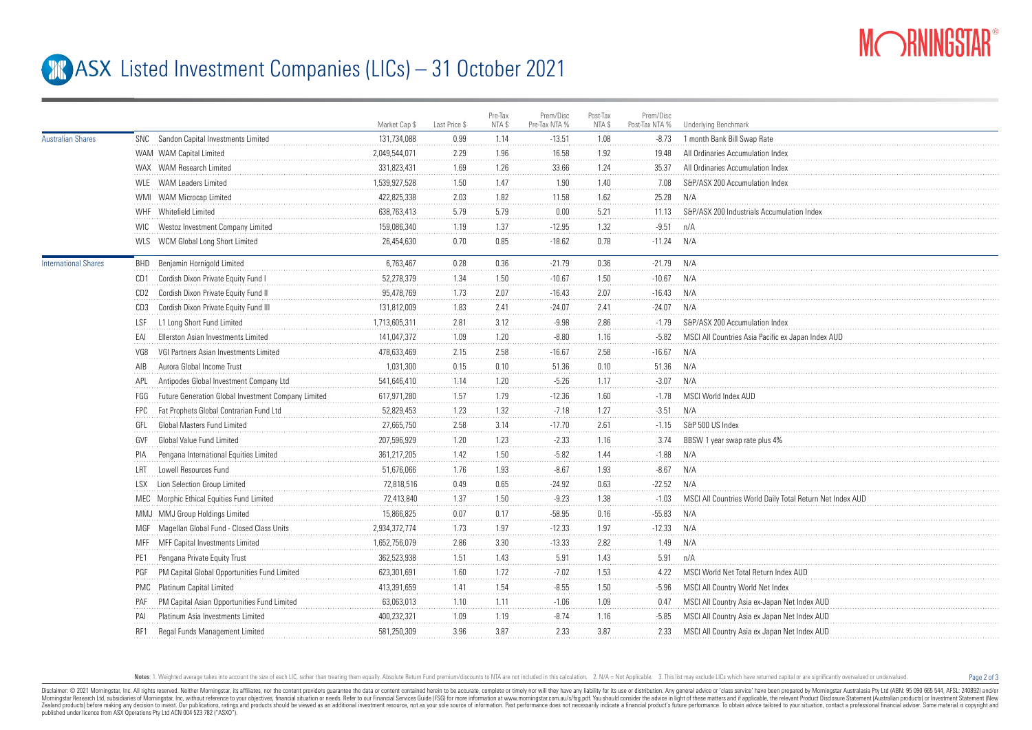# ASX Listed Investment Companies (LICs) – 31 October 2021

| | | | Market Cap $ | Last Price $ | Pre-Tax NTA $ | Prem/Disc Pre-Tax NTA % | Post-Tax NTA $ | Prem/Disc Post-Tax NTA % | Underlying Benchmark |
|---|---|---|---|---|---|---|---|---|---|
| Australian Shares | SNC | Sandon Capital Investments Limited | 131,734,088 | 0.99 | 1.14 | -13.51 | 1.08 | -8.73 | 1 month Bank Bill Swap Rate |
| | WAM | WAM Capital Limited | 2,049,544,071 | 2.29 | 1.96 | 16.58 | 1.92 | 19.48 | All Ordinaries Accumulation Index |
| | WAX | WAM Research Limited | 331,823,431 | 1.69 | 1.26 | 33.66 | 1.24 | 35.37 | All Ordinaries Accumulation Index |
| | WLE | WAM Leaders Limited | 1,539,927,528 | 1.50 | 1.47 | 1.90 | 1.40 | 7.08 | S&P/ASX 200 Accumulation Index |
| | WMI | WAM Microcap Limited | 422,825,338 | 2.03 | 1.82 | 11.58 | 1.62 | 25.28 | N/A |
| | WHF | Whitefield Limited | 638,763,413 | 5.79 | 5.79 | 0.00 | 5.21 | 11.13 | S&P/ASX 200 Industrials Accumulation Index |
| | WIC | Westoz Investment Company Limited | 159,086,340 | 1.19 | 1.37 | -12.95 | 1.32 | -9.51 | n/A |
| | WLS | WCM Global Long Short Limited | 26,454,630 | 0.70 | 0.85 | -18.62 | 0.78 | -11.24 | N/A |
| International Shares | BHD | Benjamin Hornigold Limited | 6,763,467 | 0.28 | 0.36 | -21.79 | 0.36 | -21.79 | N/A |
| | CD1 | Cordish Dixon Private Equity Fund I | 52,278,379 | 1.34 | 1.50 | -10.67 | 1.50 | -10.67 | N/A |
| | CD2 | Cordish Dixon Private Equity Fund II | 95,478,769 | 1.73 | 2.07 | -16.43 | 2.07 | -16.43 | N/A |
| | CD3 | Cordish Dixon Private Equity Fund III | 131,812,009 | 1.83 | 2.41 | -24.07 | 2.41 | -24.07 | N/A |
| | LSF | L1 Long Short Fund Limited | 1,713,605,311 | 2.81 | 3.12 | -9.98 | 2.86 | -1.79 | S&P/ASX 200 Accumulation Index |
| | EAI | Ellerston Asian Investments Limited | 141,047,372 | 1.09 | 1.20 | -8.80 | 1.16 | -5.82 | MSCI All Countries Asia Pacific ex Japan Index AUD |
| | VG8 | VGI Partners Asian Investments Limited | 478,633,469 | 2.15 | 2.58 | -16.67 | 2.58 | -16.67 | N/A |
| | AIB | Aurora Global Income Trust | 1,031,300 | 0.15 | 0.10 | 51.36 | 0.10 | 51.36 | N/A |
| | APL | Antipodes Global Investment Company Ltd | 541,646,410 | 1.14 | 1.20 | -5.26 | 1.17 | -3.07 | N/A |
| | FGG | Future Generation Global Investment Company Limited | 617,971,280 | 1.57 | 1.79 | -12.36 | 1.60 | -1.78 | MSCI World Index AUD |
| | FPC | Fat Prophets Global Contrarian Fund Ltd | 52,829,453 | 1.23 | 1.32 | -7.18 | 1.27 | -3.51 | N/A |
| | GFL | Global Masters Fund Limited | 27,665,750 | 2.58 | 3.14 | -17.70 | 2.61 | -1.15 | S&P 500 US Index |
| | GVF | Global Value Fund Limited | 207,596,929 | 1.20 | 1.23 | -2.33 | 1.16 | 3.74 | BBSW 1 year swap rate plus 4% |
| | PIA | Pengana International Equities Limited | 361,217,205 | 1.42 | 1.50 | -5.82 | 1.44 | -1.88 | N/A |
| | LRT | Lowell Resources Fund | 51,676,066 | 1.76 | 1.93 | -8.67 | 1.93 | -8.67 | N/A |
| | LSX | Lion Selection Group Limited | 72,818,516 | 0.49 | 0.65 | -24.92 | 0.63 | -22.52 | N/A |
| | MEC | Morphic Ethical Equities Fund Limited | 72,413,840 | 1.37 | 1.50 | -9.23 | 1.38 | -1.03 | MSCI All Countries World Daily Total Return Net Index AUD |
| | MMJ | MMJ Group Holdings Limited | 15,866,825 | 0.07 | 0.17 | -58.95 | 0.16 | -55.83 | N/A |
| | MGF | Magellan Global Fund - Closed Class Units | 2,934,372,774 | 1.73 | 1.97 | -12.33 | 1.97 | -12.33 | N/A |
| | MFF | MFF Capital Investments Limited | 1,652,756,079 | 2.86 | 3.30 | -13.33 | 2.82 | 1.49 | N/A |
| | PE1 | Pengana Private Equity Trust | 362,523,938 | 1.51 | 1.43 | 5.91 | 1.43 | 5.91 | n/A |
| | PGF | PM Capital Global Opportunities Fund Limited | 623,301,691 | 1.60 | 1.72 | -7.02 | 1.53 | 4.22 | MSCI World Net Total Return Index AUD |
| | PMC | Platinum Capital Limited | 413,391,659 | 1.41 | 1.54 | -8.55 | 1.50 | -5.96 | MSCI All Country World Net Index |
| | PAF | PM Capital Asian Opportunities Fund Limited | 63,063,013 | 1.10 | 1.11 | -1.06 | 1.09 | 0.47 | MSCI All Country Asia ex-Japan Net Index AUD |
| | PAI | Platinum Asia Investments Limited | 400,232,321 | 1.09 | 1.19 | -8.74 | 1.16 | -5.85 | MSCI All Country Asia ex Japan Net Index AUD |
| | RF1 | Regal Funds Management Limited | 581,250,309 | 3.96 | 3.87 | 2.33 | 3.87 | 2.33 | MSCI All Country Asia ex Japan Net Index AUD |

**Notes**: 1. Weighted average takes into account the size of each LIC, rather than treating them equally. Absolute Return Fund premium/discounts to NTA are not included in this calculation. 2. N/A = Not Applicable. 3. This list may exclude LICs which have returned capital or are significantly overvalued or undervalued.

Disclaimer: © 2021 Morningstar, Inc. All rights reserved. Neither Morningstar, its affiliates, nor the content providers guarantee the data or content contained herein to be accurate, complete or timely nor will they have any liability for its use or distribution. Any general advice or 'class service' have been prepared by Morningstar Australasia Pty Ltd (ABN: 95 090 665 544, AFSL: 240892) and/or Morningstar Research Ltd, subsidiaries of Morningstar, Inc, without reference to your objectives, financial situation or needs. Refer to our Financial Services Guide (FSG) for more information at www.morningstar.com.au/s/fsg.pdf. You should consider the advice in light of these matters and if applicable, the relevant Product Disclosure Statement (Australian products) or Investment Statement (New Zealand products) before making any decision to invest. Our publications, ratings and products should be viewed as an additional investment resource, not as your sole source of information. Past performance does not necessarily indicate a financial product's future performance. To obtain advice tailored to your situation, contact a professional financial adviser. Some material is copyright and published under licence from ASX Operations Pty Ltd ACN 004 523 782 ("ASXO").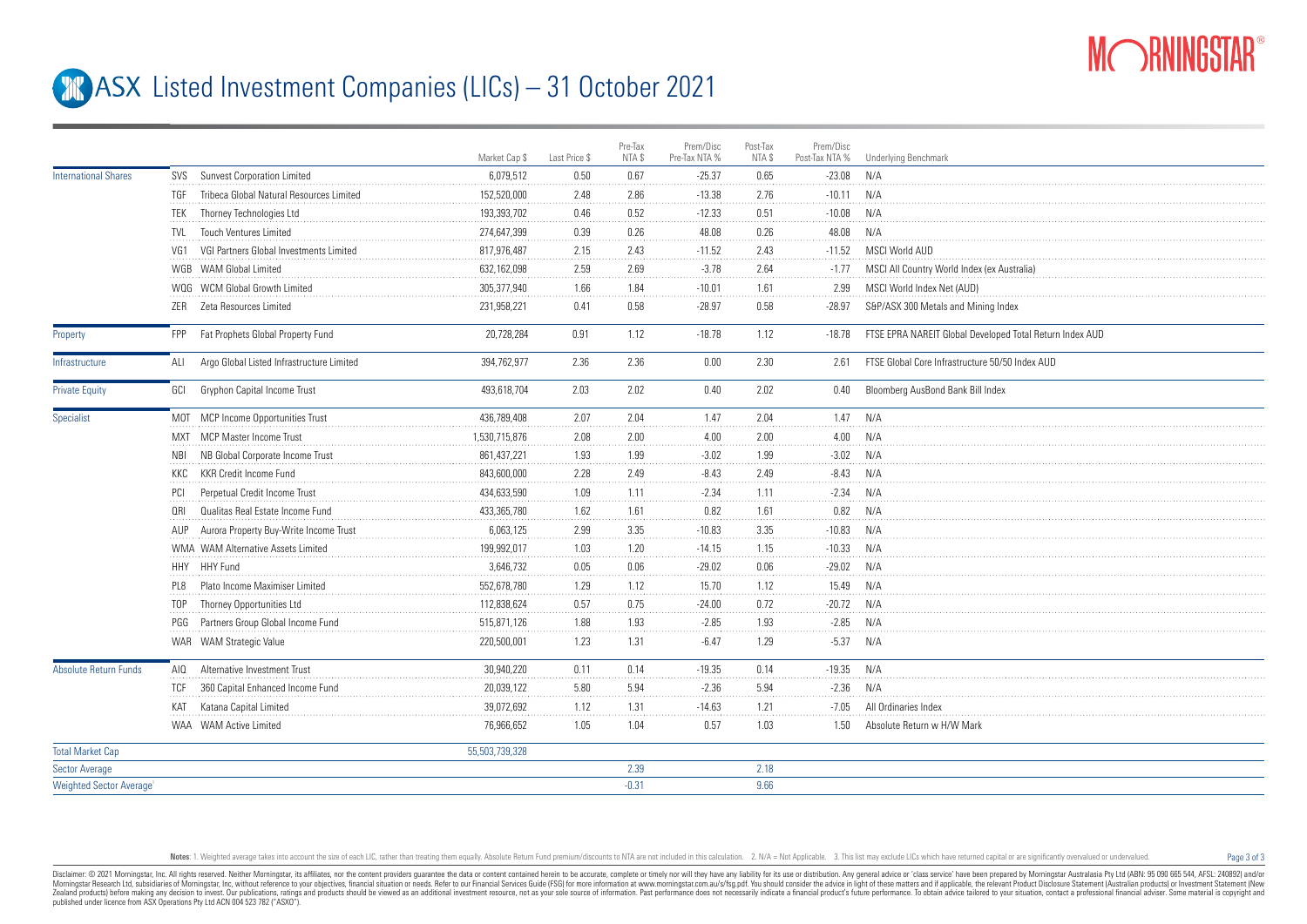# ASX Listed Investment Companies (LICs) – 31 October 2021

| | | | Market Cap $ | Last Price $ | Pre-Tax NTA $ | Prem/Disc Pre-Tax NTA % | Post-Tax NTA $ | Prem/Disc Post-Tax NTA % | Underlying Benchmark |
|---|---|---|---|---|---|---|---|---|---|
| International Shares | SVS | Sunvest Corporation Limited | 6,079,512 | 0.50 | 0.67 | -25.37 | 0.65 | -23.08 | N/A |
| | TGF | Tribeca Global Natural Resources Limited | 152,520,000 | 2.48 | 2.86 | -13.38 | 2.76 | -10.11 | N/A |
| | TEK | Thorney Technologies Ltd | 193,393,702 | 0.46 | 0.52 | -12.33 | 0.51 | -10.08 | N/A |
| | TVL | Touch Ventures Limited | 274,647,399 | 0.39 | 0.26 | 48.08 | 0.26 | 48.08 | N/A |
| | VG1 | VGI Partners Global Investments Limited | 817,976,487 | 2.15 | 2.43 | -11.52 | 2.43 | -11.52 | MSCI World AUD |
| | WGB | WAM Global Limited | 632,162,098 | 2.59 | 2.69 | -3.78 | 2.64 | -1.77 | MSCI All Country World Index (ex Australia) |
| | WQG | WCM Global Growth Limited | 305,377,940 | 1.66 | 1.84 | -10.01 | 1.61 | 2.99 | MSCI World Index Net (AUD) |
| | ZER | Zeta Resources Limited | 231,958,221 | 0.41 | 0.58 | -28.97 | 0.58 | -28.97 | S&P/ASX 300 Metals and Mining Index |
| Property | FPP | Fat Prophets Global Property Fund | 20,728,284 | 0.91 | 1.12 | -18.78 | 1.12 | -18.78 | FTSE EPRA NAREIT Global Developed Total Return Index AUD |
| Infrastructure | ALI | Argo Global Listed Infrastructure Limited | 394,762,977 | 2.36 | 2.36 | 0.00 | 2.30 | 2.61 | FTSE Global Core Infrastructure 50/50 Index AUD |
| Private Equity | GCI | Gryphon Capital Income Trust | 493,618,704 | 2.03 | 2.02 | 0.40 | 2.02 | 0.40 | Bloomberg AusBond Bank Bill Index |
| Specialist | MOT | MCP Income Opportunities Trust | 436,789,408 | 2.07 | 2.04 | 1.47 | 2.04 | 1.47 | N/A |
| | MXT | MCP Master Income Trust | 1,530,715,876 | 2.08 | 2.00 | 4.00 | 2.00 | 4.00 | N/A |
| | NBI | NB Global Corporate Income Trust | 861,437,221 | 1.93 | 1.99 | -3.02 | 1.99 | -3.02 | N/A |
| | KKC | KKR Credit Income Fund | 843,600,000 | 2.28 | 2.49 | -8.43 | 2.49 | -8.43 | N/A |
| | PCI | Perpetual Credit Income Trust | 434,633,590 | 1.09 | 1.11 | -2.34 | 1.11 | -2.34 | N/A |
| | QRI | Qualitas Real Estate Income Fund | 433,365,780 | 1.62 | 1.61 | 0.82 | 1.61 | 0.82 | N/A |
| | AUP | Aurora Property Buy-Write Income Trust | 6,063,125 | 2.99 | 3.35 | -10.83 | 3.35 | -10.83 | N/A |
| | WMA | WAM Alternative Assets Limited | 199,992,017 | 1.03 | 1.20 | -14.15 | 1.15 | -10.33 | N/A |
| | HHY | HHY Fund | 3,646,732 | 0.05 | 0.06 | -29.02 | 0.06 | -29.02 | N/A |
| | PL8 | Plato Income Maximiser Limited | 552,678,780 | 1.29 | 1.12 | 15.70 | 1.12 | 15.49 | N/A |
| | TOP | Thorney Opportunities Ltd | 112,838,624 | 0.57 | 0.75 | -24.00 | 0.72 | -20.72 | N/A |
| | PGG | Partners Group Global Income Fund | 515,871,126 | 1.88 | 1.93 | -2.85 | 1.93 | -2.85 | N/A |
| | WAR | WAM Strategic Value | 220,500,001 | 1.23 | 1.31 | -6.47 | 1.29 | -5.37 | N/A |
| Absolute Return Funds | AIQ | Alternative Investment Trust | 30,940,220 | 0.11 | 0.14 | -19.35 | 0.14 | -19.35 | N/A |
| | TCF | 360 Capital Enhanced Income Fund | 20,039,122 | 5.80 | 5.94 | -2.36 | 5.94 | -2.36 | N/A |
| | KAT | Katana Capital Limited | 39,072,692 | 1.12 | 1.31 | -14.63 | 1.21 | -7.05 | All Ordinaries Index |
| | WAA | WAM Active Limited | 76,966,652 | 1.05 | 1.04 | 0.57 | 1.03 | 1.50 | Absolute Return w H/W Mark |
| Total Market Cap | | | 55,503,739,328 | | | | | | |
| Sector Average | | | | | 2.39 | | 2.18 | | |
| Weighted Sector Average[1] | | | | | -0.31 | | 9.66 | | |

**Notes**: 1. Weighted average takes into account the size of each LIC, rather than treating them equally. Absolute Return Fund premium/discounts to NTA are not included in this calculation. 2. N/A = Not Applicable. 3. This list may exclude LICs which have returned capital or are significantly overvalued or undervalued.

Disclaimer: © 2021 Morningstar, Inc. All rights reserved. Neither Morningstar, its affiliates, nor the content providers guarantee the data or content contained herein to be accurate, complete or timely nor will they have any liability for its use or distribution. Any general advice or 'class service' have been prepared by Morningstar Australasia Pty Ltd (ABN: 95 090 665 544, AFSL: 240892) and/or Morningstar Research Ltd, subsidiaries of Morningstar, Inc, without reference to your objectives, financial situation or needs. Refer to our Financial Services Guide (FSG) for more information at www.morningstar.com.au/s/fsg.pdf. You should consider the advice in light of these matters and if applicable, the relevant Product Disclosure Statement (Australian products) or Investment Statement (New Zealand products) before making any decision to invest. Our publications, ratings and products should be viewed as an additional investment resource, not as your sole source of information. Past performance does not necessarily indicate a financial product's future performance. To obtain advice tailored to your situation, contact a professional financial adviser. Some material is copyright and published under licence from ASX Operations Pty Ltd ACN 004 523 782 ("ASXO").